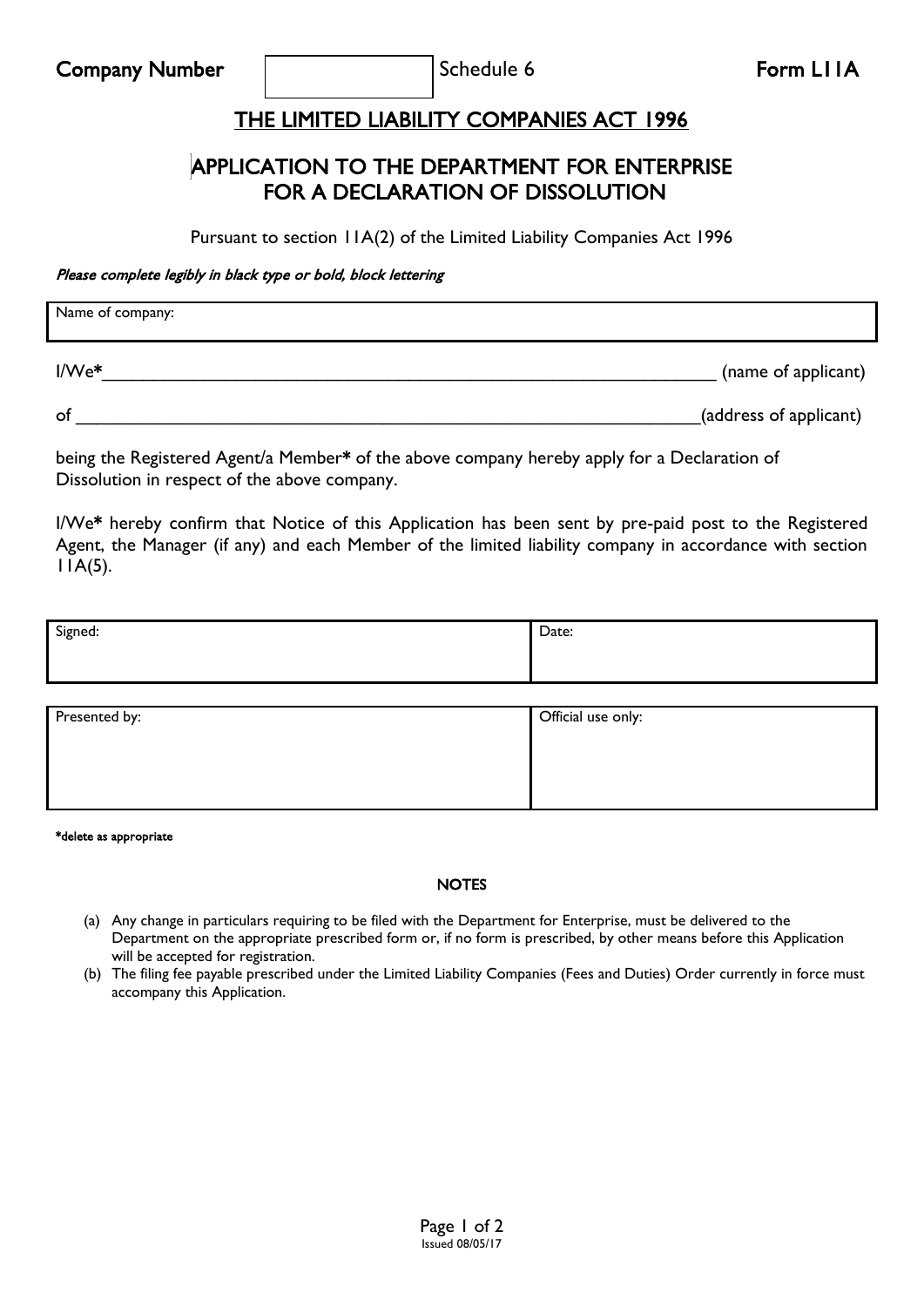Company Number | | Schedule 6 | **Form L11A**

# THE LIMITED LIABILITY COMPANIES ACT 1996

## APPLICATION TO THE DEPARTMENT FOR ENTERPRISE FOR A DECLARATION OF DISSOLUTION

Pursuant to section 11A(2) of the Limited Liability Companies Act 1996

***Please complete legibly in black type or bold, block lettering***

| Name of company: |
|---|
| |

I/We* _______________________________________________________________ (name of applicant)

of _______________________________________________________________(address of applicant)

being the Registered Agent/a Member* of the above company hereby apply for a Declaration of Dissolution in respect of the above company.

I/We* hereby confirm that Notice of this Application has been sent by pre-paid post to the Registered Agent, the Manager (if any) and each Member of the limited liability company in accordance with section 11A(5).

| Signed: | Date: |
|---|---|
| | |

| Presented by: | Official use only: |
|---|---|
| | |

*delete as appropriate

**NOTES**

(a) Any change in particulars requiring to be filed with the Department for Enterprise, must be delivered to the Department on the appropriate prescribed form or, if no form is prescribed, by other means before this Application will be accepted for registration.

(b) The filing fee payable prescribed under the Limited Liability Companies (Fees and Duties) Order currently in force must accompany this Application.

Issued 08/05/17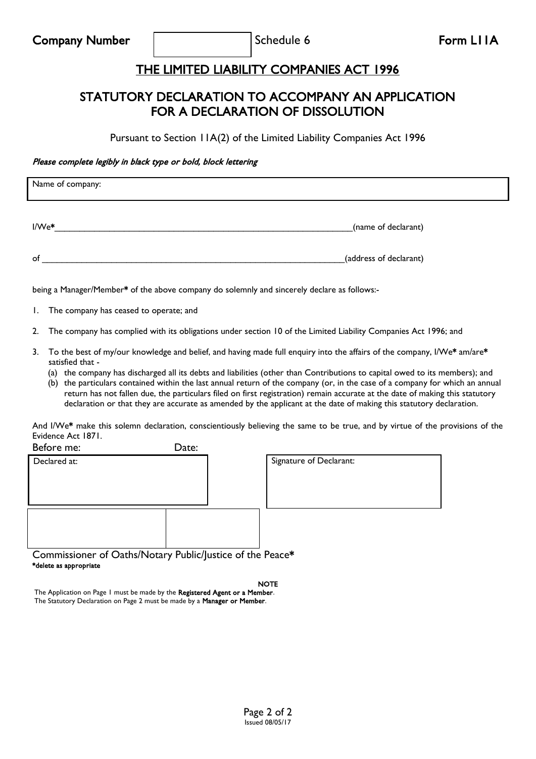Company Number | Schedule 6 | **Form L11A**

# THE LIMITED LIABILITY COMPANIES ACT 1996

## STATUTORY DECLARATION TO ACCOMPANY AN APPLICATION FOR A DECLARATION OF DISSOLUTION

Pursuant to Section 11A(2) of the Limited Liability Companies Act 1996

*Please complete legibly in black type or bold, block lettering*

Name of company:

I/We*\_\_\_\_\_\_\_\_\_\_\_\_\_\_\_\_\_\_\_\_\_\_\_\_\_\_\_\_\_\_\_\_\_\_\_\_\_\_\_\_\_\_\_\_\_\_\_\_\_\_\_\_\_\_\_\_\_\_\_\_(name of declarant)

of \_\_\_\_\_\_\_\_\_\_\_\_\_\_\_\_\_\_\_\_\_\_\_\_\_\_\_\_\_\_\_\_\_\_\_\_\_\_\_\_\_\_\_\_\_\_\_\_\_\_\_\_\_\_\_\_\_\_\_\_\_\_(address of declarant)

being a Manager/Member* of the above company do solemnly and sincerely declare as follows:-

1. The company has ceased to operate; and
2. The company has complied with its obligations under section 10 of the Limited Liability Companies Act 1996; and
3. To the best of my/our knowledge and belief, and having made full enquiry into the affairs of the company, I/We* am/are* satisfied that -
   (a) the company has discharged all its debts and liabilities (other than Contributions to capital owed to its members); and
   (b) the particulars contained within the last annual return of the company (or, in the case of a company for which an annual return has not fallen due, the particulars filed on first registration) remain accurate at the date of making this statutory declaration or that they are accurate as amended by the applicant at the date of making this statutory declaration.

And I/We* make this solemn declaration, conscientiously believing the same to be true, and by virtue of the provisions of the Evidence Act 1871.

Before me: Date:

Declared at:

Signature of Declarant:

Commissioner of Oaths/Notary Public/Justice of the Peace*

**\*delete as appropriate**

**NOTE**

The Application on Page 1 must be made by the **Registered Agent or a Member**.
The Statutory Declaration on Page 2 must be made by a **Manager or Member**.

Issued 08/05/17